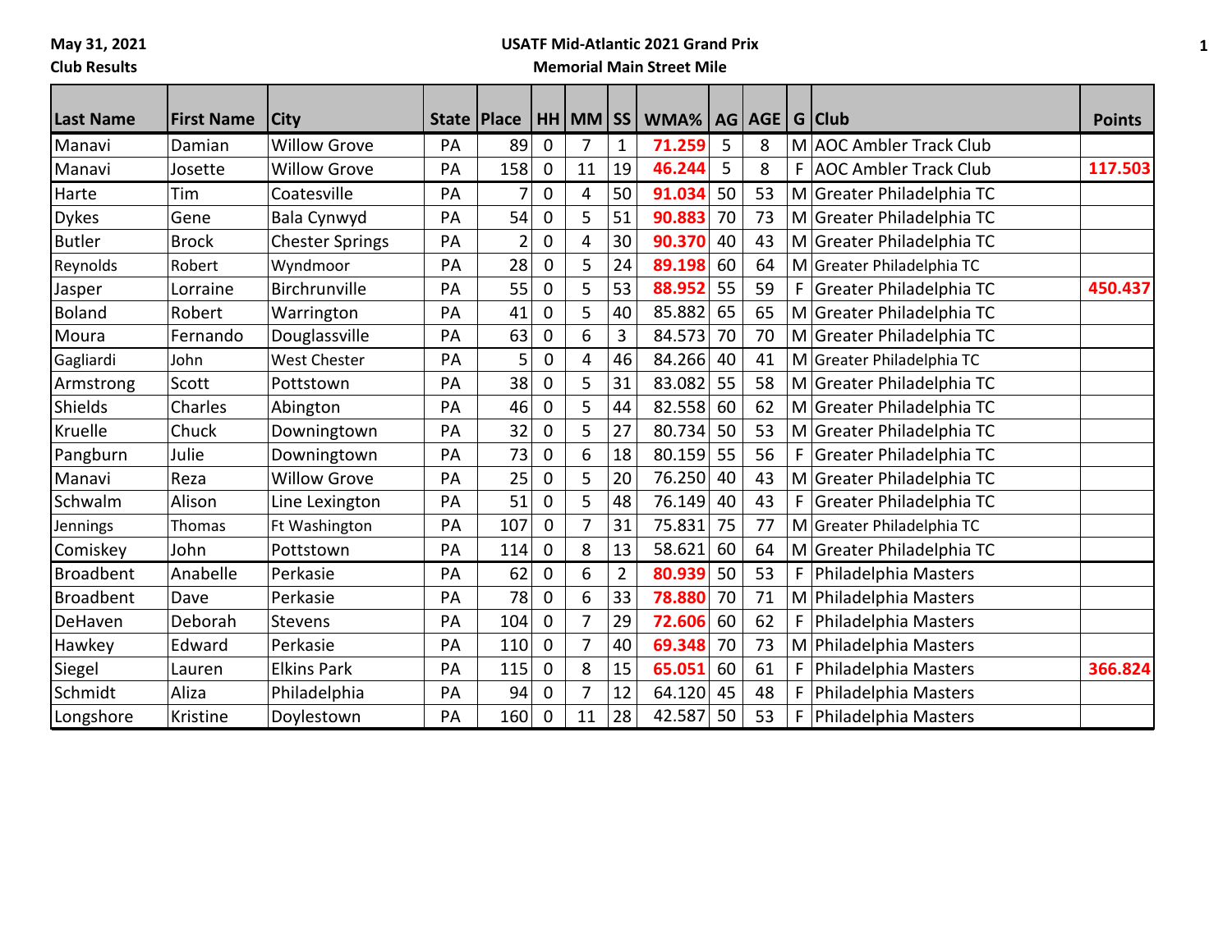May 31, 2021

Club Results

**USATF Mid-Atlantic 2021 Grand Prix**

**Memorial Main Street Mile**

| Last Name | First Name | City | State | Place | HH | MM | SS | WMA% | AG | AGE | G | Club | Points |
|---|---|---|---|---|---|---|---|---|---|---|---|---|---|
| Manavi | Damian | Willow Grove | PA | 89 | 0 | 7 | 1 | **71.259** | 5 | 8 | M | AOC Ambler Track Club | |
| Manavi | Josette | Willow Grove | PA | 158 | 0 | 11 | 19 | **46.244** | 5 | 8 | F | AOC Ambler Track Club | **117.503** |
| Harte | Tim | Coatesville | PA | 7 | 0 | 4 | 50 | **91.034** | 50 | 53 | M | Greater Philadelphia TC | |
| Dykes | Gene | Bala Cynwyd | PA | 54 | 0 | 5 | 51 | **90.883** | 70 | 73 | M | Greater Philadelphia TC | |
| Butler | Brock | Chester Springs | PA | 2 | 0 | 4 | 30 | **90.370** | 40 | 43 | M | Greater Philadelphia TC | |
| Reynolds | Robert | Wyndmoor | PA | 28 | 0 | 5 | 24 | **89.198** | 60 | 64 | M | Greater Philadelphia TC | |
| Jasper | Lorraine | Birchrunville | PA | 55 | 0 | 5 | 53 | **88.952** | 55 | 59 | F | Greater Philadelphia TC | **450.437** |
| Boland | Robert | Warrington | PA | 41 | 0 | 5 | 40 | 85.882 | 65 | 65 | M | Greater Philadelphia TC | |
| Moura | Fernando | Douglassville | PA | 63 | 0 | 6 | 3 | 84.573 | 70 | 70 | M | Greater Philadelphia TC | |
| Gagliardi | John | West Chester | PA | 5 | 0 | 4 | 46 | 84.266 | 40 | 41 | M | Greater Philadelphia TC | |
| Armstrong | Scott | Pottstown | PA | 38 | 0 | 5 | 31 | 83.082 | 55 | 58 | M | Greater Philadelphia TC | |
| Shields | Charles | Abington | PA | 46 | 0 | 5 | 44 | 82.558 | 60 | 62 | M | Greater Philadelphia TC | |
| Kruelle | Chuck | Downingtown | PA | 32 | 0 | 5 | 27 | 80.734 | 50 | 53 | M | Greater Philadelphia TC | |
| Pangburn | Julie | Downingtown | PA | 73 | 0 | 6 | 18 | 80.159 | 55 | 56 | F | Greater Philadelphia TC | |
| Manavi | Reza | Willow Grove | PA | 25 | 0 | 5 | 20 | 76.250 | 40 | 43 | M | Greater Philadelphia TC | |
| Schwalm | Alison | Line Lexington | PA | 51 | 0 | 5 | 48 | 76.149 | 40 | 43 | F | Greater Philadelphia TC | |
| Jennings | Thomas | Ft Washington | PA | 107 | 0 | 7 | 31 | 75.831 | 75 | 77 | M | Greater Philadelphia TC | |
| Comiskey | John | Pottstown | PA | 114 | 0 | 8 | 13 | 58.621 | 60 | 64 | M | Greater Philadelphia TC | |
| Broadbent | Anabelle | Perkasie | PA | 62 | 0 | 6 | 2 | **80.939** | 50 | 53 | F | Philadelphia Masters | |
| Broadbent | Dave | Perkasie | PA | 78 | 0 | 6 | 33 | **78.880** | 70 | 71 | M | Philadelphia Masters | |
| DeHaven | Deborah | Stevens | PA | 104 | 0 | 7 | 29 | **72.606** | 60 | 62 | F | Philadelphia Masters | |
| Hawkey | Edward | Perkasie | PA | 110 | 0 | 7 | 40 | **69.348** | 70 | 73 | M | Philadelphia Masters | |
| Siegel | Lauren | Elkins Park | PA | 115 | 0 | 8 | 15 | **65.051** | 60 | 61 | F | Philadelphia Masters | **366.824** |
| Schmidt | Aliza | Philadelphia | PA | 94 | 0 | 7 | 12 | 64.120 | 45 | 48 | F | Philadelphia Masters | |
| Longshore | Kristine | Doylestown | PA | 160 | 0 | 11 | 28 | 42.587 | 50 | 53 | F | Philadelphia Masters | |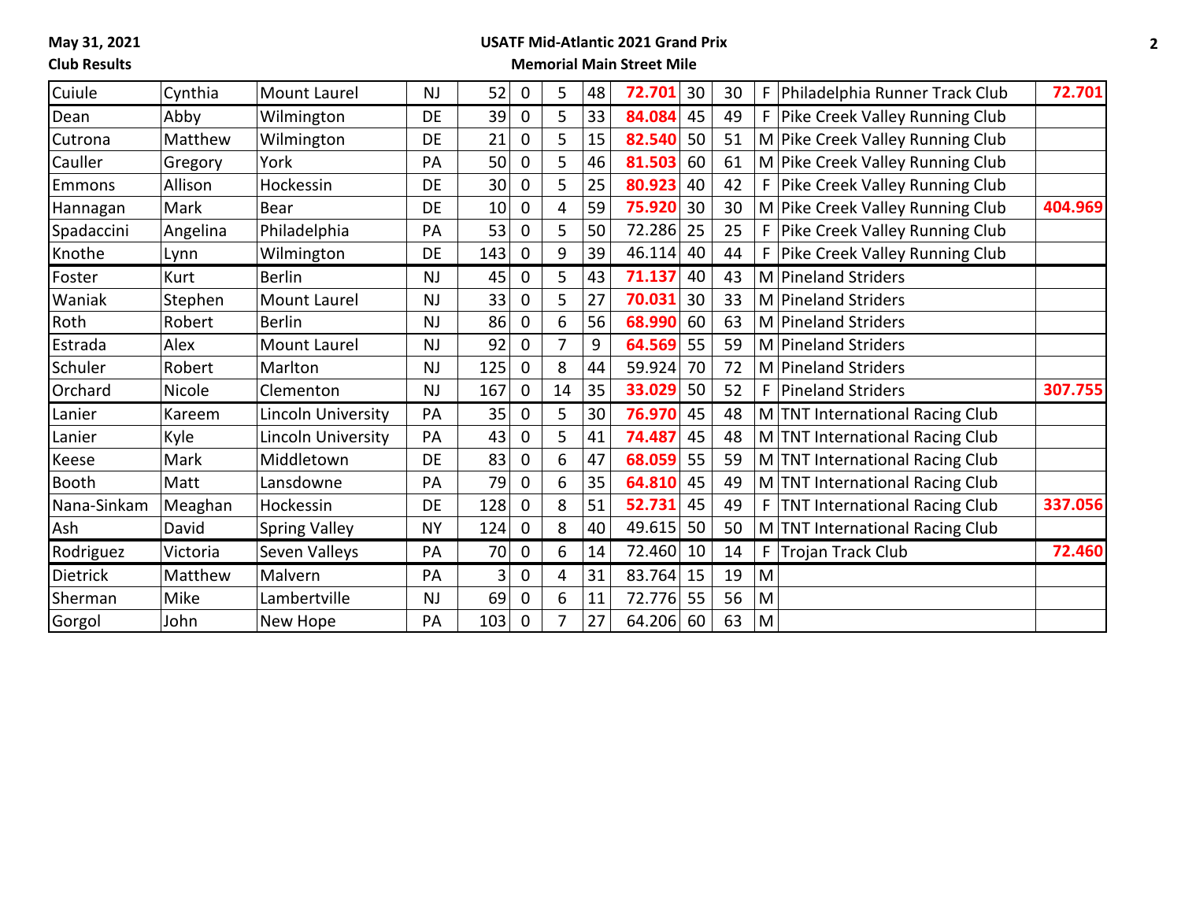**May 31, 2021**

**Club Results**

**USATF Mid-Atlantic 2021 Grand Prix**

**Memorial Main Street Mile**

| | | | | | | | | | | | | | |
|---|---|---|---|---|---|---|---|---|---|---|---|---|---|
| Cuiule | Cynthia | Mount Laurel | NJ | 52 | 0 | 5 | 48 | **72.701** | 30 | 30 | F | Philadelphia Runner Track Club | **72.701** |
| Dean | Abby | Wilmington | DE | 39 | 0 | 5 | 33 | **84.084** | 45 | 49 | F | Pike Creek Valley Running Club | |
| Cutrona | Matthew | Wilmington | DE | 21 | 0 | 5 | 15 | **82.540** | 50 | 51 | M | Pike Creek Valley Running Club | |
| Cauller | Gregory | York | PA | 50 | 0 | 5 | 46 | **81.503** | 60 | 61 | M | Pike Creek Valley Running Club | |
| Emmons | Allison | Hockessin | DE | 30 | 0 | 5 | 25 | **80.923** | 40 | 42 | F | Pike Creek Valley Running Club | |
| Hannagan | Mark | Bear | DE | 10 | 0 | 4 | 59 | **75.920** | 30 | 30 | M | Pike Creek Valley Running Club | **404.969** |
| Spadaccini | Angelina | Philadelphia | PA | 53 | 0 | 5 | 50 | 72.286 | 25 | 25 | F | Pike Creek Valley Running Club | |
| Knothe | Lynn | Wilmington | DE | 143 | 0 | 9 | 39 | 46.114 | 40 | 44 | F | Pike Creek Valley Running Club | |
| Foster | Kurt | Berlin | NJ | 45 | 0 | 5 | 43 | **71.137** | 40 | 43 | M | Pineland Striders | |
| Waniak | Stephen | Mount Laurel | NJ | 33 | 0 | 5 | 27 | **70.031** | 30 | 33 | M | Pineland Striders | |
| Roth | Robert | Berlin | NJ | 86 | 0 | 6 | 56 | **68.990** | 60 | 63 | M | Pineland Striders | |
| Estrada | Alex | Mount Laurel | NJ | 92 | 0 | 7 | 9 | **64.569** | 55 | 59 | M | Pineland Striders | |
| Schuler | Robert | Marlton | NJ | 125 | 0 | 8 | 44 | 59.924 | 70 | 72 | M | Pineland Striders | |
| Orchard | Nicole | Clementon | NJ | 167 | 0 | 14 | 35 | **33.029** | 50 | 52 | F | Pineland Striders | **307.755** |
| Lanier | Kareem | Lincoln University | PA | 35 | 0 | 5 | 30 | **76.970** | 45 | 48 | M | TNT International Racing Club | |
| Lanier | Kyle | Lincoln University | PA | 43 | 0 | 5 | 41 | **74.487** | 45 | 48 | M | TNT International Racing Club | |
| Keese | Mark | Middletown | DE | 83 | 0 | 6 | 47 | **68.059** | 55 | 59 | M | TNT International Racing Club | |
| Booth | Matt | Lansdowne | PA | 79 | 0 | 6 | 35 | **64.810** | 45 | 49 | M | TNT International Racing Club | |
| Nana-Sinkam | Meaghan | Hockessin | DE | 128 | 0 | 8 | 51 | **52.731** | 45 | 49 | F | TNT International Racing Club | **337.056** |
| Ash | David | Spring Valley | NY | 124 | 0 | 8 | 40 | 49.615 | 50 | 50 | M | TNT International Racing Club | |
| Rodriguez | Victoria | Seven Valleys | PA | 70 | 0 | 6 | 14 | 72.460 | 10 | 14 | F | Trojan Track Club | **72.460** |
| Dietrick | Matthew | Malvern | PA | 3 | 0 | 4 | 31 | 83.764 | 15 | 19 | M | | |
| Sherman | Mike | Lambertville | NJ | 69 | 0 | 6 | 11 | 72.776 | 55 | 56 | M | | |
| Gorgol | John | New Hope | PA | 103 | 0 | 7 | 27 | 64.206 | 60 | 63 | M | | |